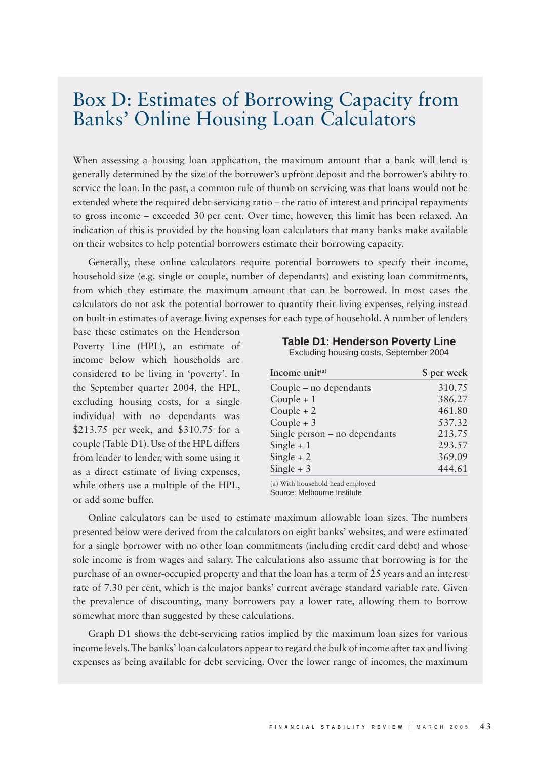# Box D: Estimates of Borrowing Capacity from Banks' Online Housing Loan Calculators

When assessing a housing loan application, the maximum amount that a bank will lend is generally determined by the size of the borrower's upfront deposit and the borrower's ability to service the loan. In the past, a common rule of thumb on servicing was that loans would not be extended where the required debt-servicing ratio – the ratio of interest and principal repayments to gross income – exceeded 30 per cent. Over time, however, this limit has been relaxed. An indication of this is provided by the housing loan calculators that many banks make available on their websites to help potential borrowers estimate their borrowing capacity.

Generally, these online calculators require potential borrowers to specify their income, household size (e.g. single or couple, number of dependants) and existing loan commitments, from which they estimate the maximum amount that can be borrowed. In most cases the calculators do not ask the potential borrower to quantify their living expenses, relying instead on built-in estimates of average living expenses for each type of household. A number of lenders base these estimates on the Henderson Poverty Line (HPL), an estimate of income below which households are considered to be living in 'poverty'. In the September quarter 2004, the HPL, excluding housing costs, for a single individual with no dependants was $213.75 per week, and $310.75 for a couple (Table D1). Use of the HPL differs from lender to lender, with some using it as a direct estimate of living expenses, while others use a multiple of the HPL, or add some buffer.

**Table D1: Henderson Poverty Line**

Excluding housing costs, September 2004

| Income unit[(a)] | $ per week |
|---|---|
| Couple – no dependants | 310.75 |
| Couple + 1 | 386.27 |
| Couple + 2 | 461.80 |
| Couple + 3 | 537.32 |
| Single person – no dependants | 213.75 |
| Single + 1 | 293.57 |
| Single + 2 | 369.09 |
| Single + 3 | 444.61 |

(a) With household head employed

Source: Melbourne Institute

Online calculators can be used to estimate maximum allowable loan sizes. The numbers presented below were derived from the calculators on eight banks' websites, and were estimated for a single borrower with no other loan commitments (including credit card debt) and whose sole income is from wages and salary. The calculations also assume that borrowing is for the purchase of an owner-occupied property and that the loan has a term of 25 years and an interest rate of 7.30 per cent, which is the major banks' current average standard variable rate. Given the prevalence of discounting, many borrowers pay a lower rate, allowing them to borrow somewhat more than suggested by these calculations.

Graph D1 shows the debt-servicing ratios implied by the maximum loan sizes for various income levels. The banks' loan calculators appear to regard the bulk of income after tax and living expenses as being available for debt servicing. Over the lower range of incomes, the maximum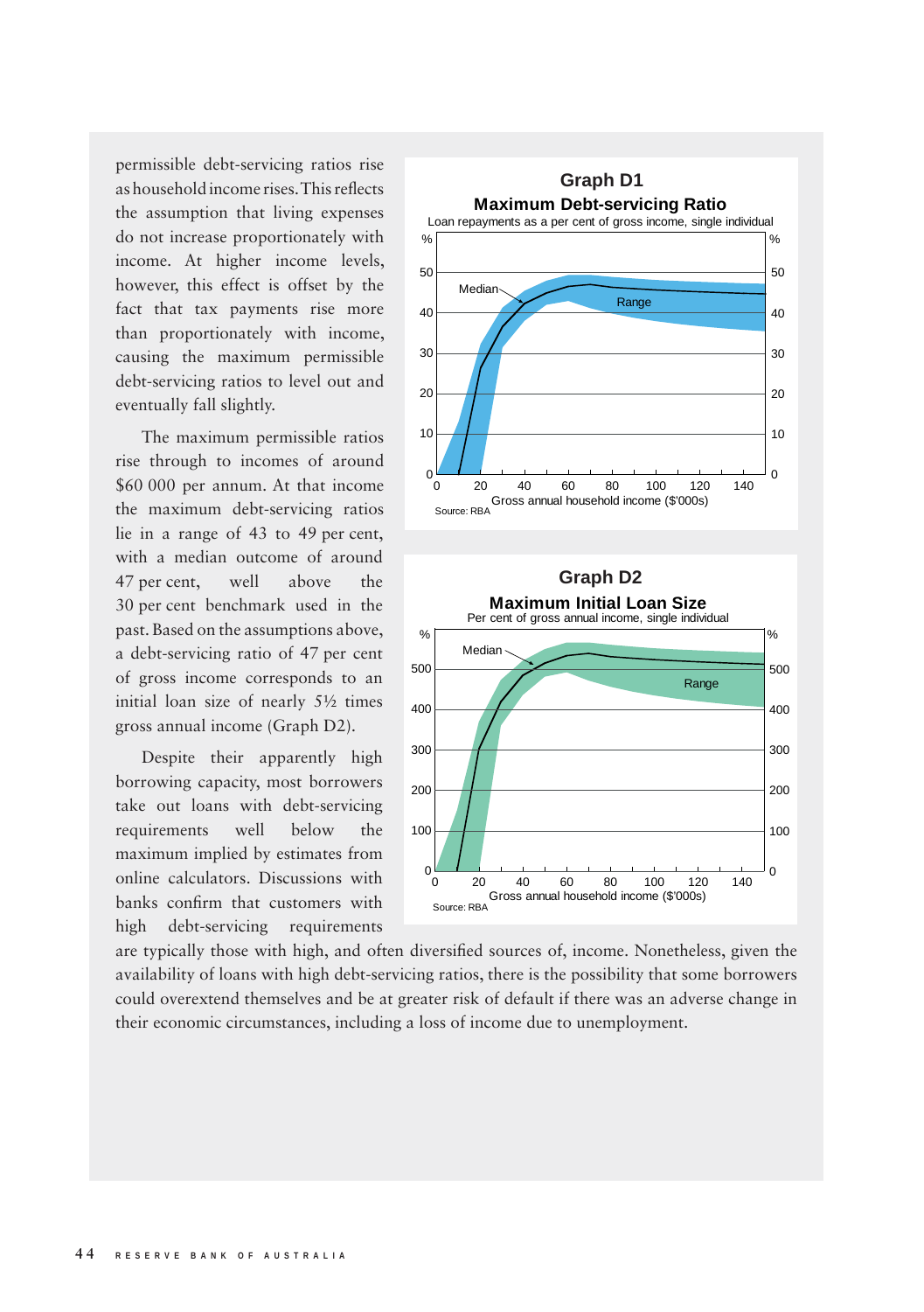permissible debt-servicing ratios rise as household income rises. This reflects the assumption that living expenses do not increase proportionately with income. At higher income levels, however, this effect is offset by the fact that tax payments rise more than proportionately with income, causing the maximum permissible debt-servicing ratios to level out and eventually fall slightly.

The maximum permissible ratios rise through to incomes of around $60 000 per annum. At that income the maximum debt-servicing ratios lie in a range of 43 to 49 per cent, with a median outcome of around 47 per cent, well above the 30 per cent benchmark used in the past. Based on the assumptions above, a debt-servicing ratio of 47 per cent of gross income corresponds to an initial loan size of nearly 5½ times gross annual income (Graph D2).

Despite their apparently high borrowing capacity, most borrowers take out loans with debt-servicing requirements well below the maximum implied by estimates from online calculators. Discussions with banks confirm that customers with high debt-servicing requirements are typically those with high, and often diversified sources of, income. Nonetheless, given the availability of loans with high debt-servicing ratios, there is the possibility that some borrowers could overextend themselves and be at greater risk of default if there was an adverse change in their economic circumstances, including a loss of income due to unemployment.

**Graph D1**
**Maximum Debt-servicing Ratio**
Loan repayments as a per cent of gross income, single individual

%
50
40
30
20
10
0
0 20 40 60 80 100 120 140
Median
Range
Gross annual household income ($'000s)
Source: RBA

**Graph D2**
**Maximum Initial Loan Size**
Per cent of gross annual income, single individual

%
500
400
300
200
100
0
0 20 40 60 80 100 120 140
Median
Range
Gross annual household income ($'000s)
Source: RBA